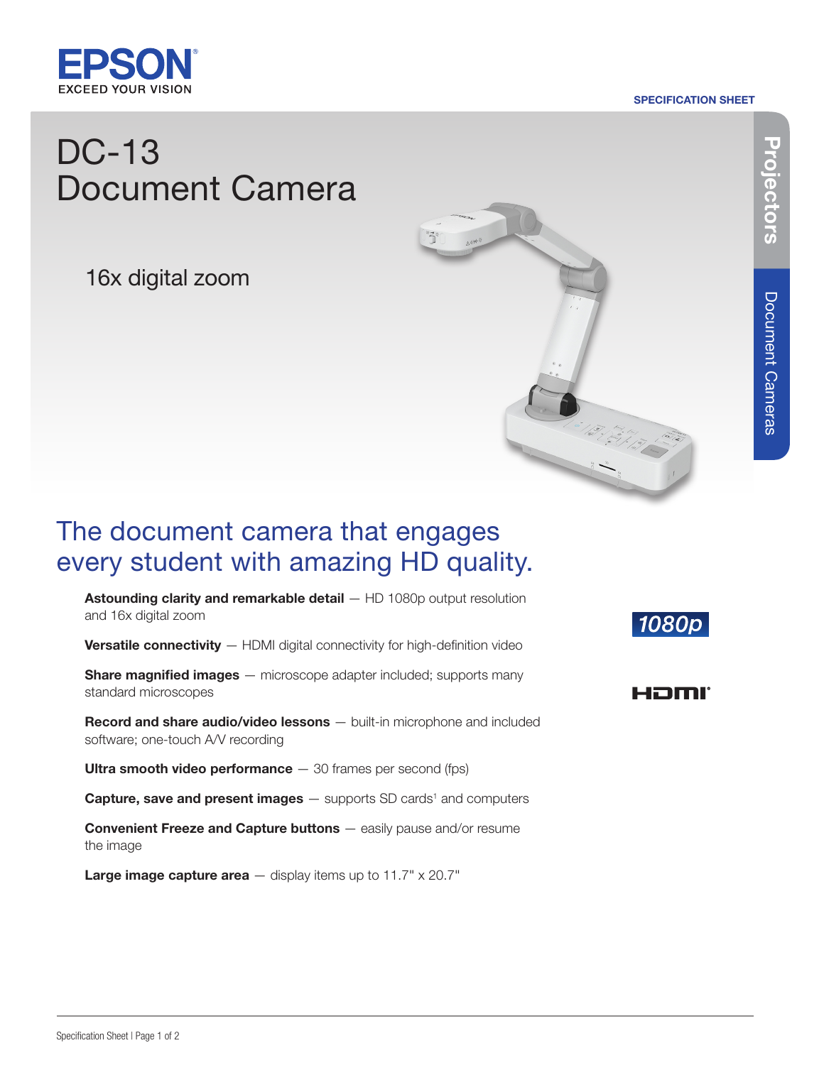EPSON

EXCEED YOUR VISION

SPECIFICATION SHEET

Projectors

Document Cameras

# DC-13 Document Camera

16x digital zoom

## The document camera that engages every student with amazing HD quality.

**Astounding clarity and remarkable detail** — HD 1080p output resolution and 16x digital zoom

**Versatile connectivity** — HDMI digital connectivity for high-definition video

**Share magnified images** — microscope adapter included; supports many standard microscopes

**Record and share audio/video lessons** — built-in microphone and included software; one-touch A/V recording

**Ultra smooth video performance** — 30 frames per second (fps)

**Capture, save and present images** — supports SD cards[1] and computers

**Convenient Freeze and Capture buttons** — easily pause and/or resume the image

**Large image capture area** — display items up to 11.7" x 20.7"

1080p

HDMI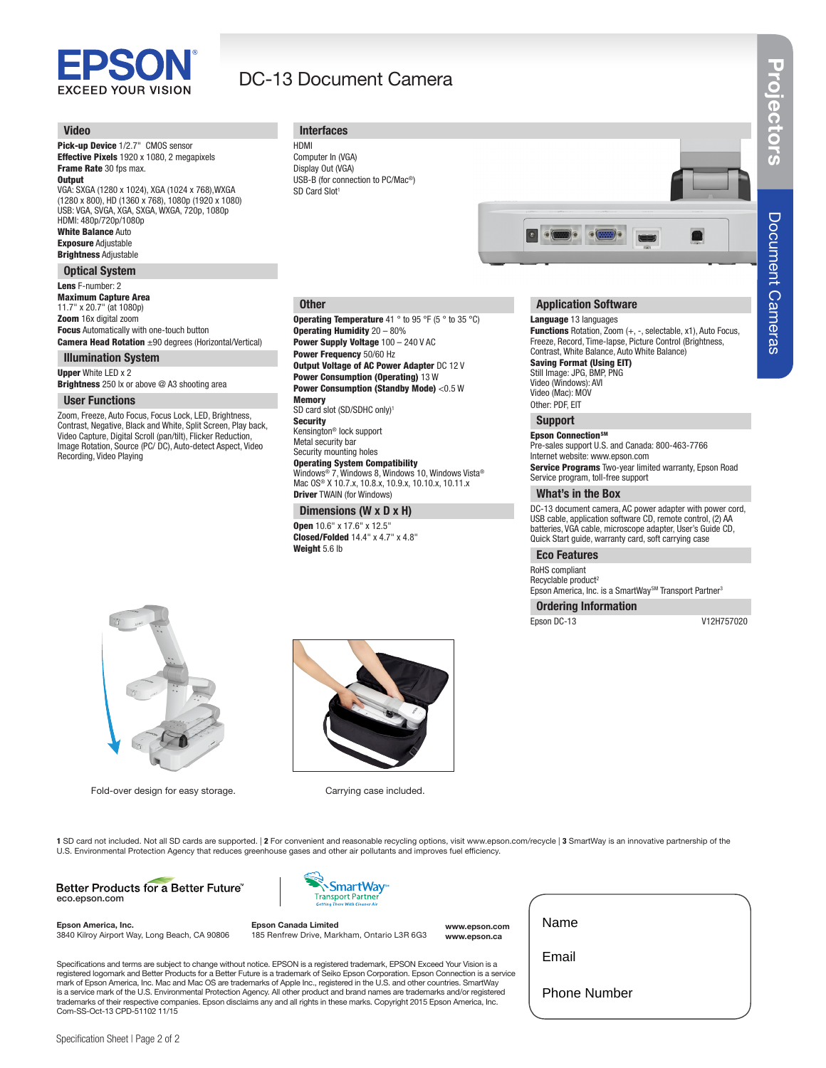# EPSON
EXCEED YOUR VISION

# DC-13 Document Camera

## Video

**Pick-up Device** 1/2.7" CMOS sensor
**Effective Pixels** 1920 x 1080, 2 megapixels
**Frame Rate** 30 fps max.
**Output**
VGA: SXGA (1280 x 1024), XGA (1024 x 768),WXGA (1280 x 800), HD (1360 x 768), 1080p (1920 x 1080)
USB: VGA, SVGA, XGA, SXGA, WXGA, 720p, 1080p
HDMI: 480p/720p/1080p
**White Balance** Auto
**Exposure** Adjustable
**Brightness** Adjustable

## Optical System

**Lens** F-number: 2
**Maximum Capture Area**
11.7" x 20.7" (at 1080p)
**Zoom** 16x digital zoom
**Focus** Automatically with one-touch button
**Camera Head Rotation** ±90 degrees (Horizontal/Vertical)

## Illumination System

**Upper** White LED x 2
**Brightness** 250 lx or above @ A3 shooting area

## User Functions

Zoom, Freeze, Auto Focus, Focus Lock, LED, Brightness, Contrast, Negative, Black and White, Split Screen, Play back, Video Capture, Digital Scroll (pan/tilt), Flicker Reduction, Image Rotation, Source (PC/ DC), Auto-detect Aspect, Video Recording, Video Playing

## Interfaces

HDMI
Computer In (VGA)
Display Out (VGA)
USB-B (for connection to PC/Mac®)
SD Card Slot[1]

## Other

**Operating Temperature** 41 ° to 95 °F (5 ° to 35 °C)
**Operating Humidity** 20 – 80%
**Power Supply Voltage** 100 – 240 V AC
**Power Frequency** 50/60 Hz
**Output Voltage of AC Power Adapter** DC 12 V
**Power Consumption (Operating)** 13 W
**Power Consumption (Standby Mode)** <0.5 W
**Memory**
SD card slot (SD/SDHC only)[1]
**Security**
Kensington® lock support
Metal security bar
Security mounting holes
**Operating System Compatibility**
Windows® 7, Windows 8, Windows 10, Windows Vista®
Mac OS® X 10.7.x, 10.8.x, 10.9.x, 10.10.x, 10.11.x
**Driver** TWAIN (for Windows)

## Dimensions (W x D x H)

**Open** 10.6" x 17.6" x 12.5"
**Closed/Folded** 14.4" x 4.7" x 4.8"
**Weight** 5.6 lb

## Application Software

**Language** 13 languages
**Functions** Rotation, Zoom (+, -, selectable, x1), Auto Focus, Freeze, Record, Time-lapse, Picture Control (Brightness, Contrast, White Balance, Auto White Balance)
**Saving Format (Using EIT)**
Still Image: JPG, BMP, PNG
Video (Windows): AVI
Video (Mac): MOV
Other: PDF, EIT

## Support

**Epson Connection℠**
Pre-sales support U.S. and Canada: 800-463-7766
Internet website: www.epson.com
**Service Programs** Two-year limited warranty, Epson Road Service program, toll-free support

## What's in the Box

DC-13 document camera, AC power adapter with power cord, USB cable, application software CD, remote control, (2) AA batteries, VGA cable, microscope adapter, User's Guide CD, Quick Start guide, warranty card, soft carrying case

## Eco Features

RoHS compliant
Recyclable product[2]
Epson America, Inc. is a SmartWay℠ Transport Partner[3]

## Ordering Information

| | |
|---|---|
| Epson DC-13 | V12H757020 |

Fold-over design for easy storage.

Carrying case included.

**1** SD card not included. Not all SD cards are supported. | **2** For convenient and reasonable recycling options, visit www.epson.com/recycle | **3** SmartWay is an innovative partnership of the U.S. Environmental Protection Agency that reduces greenhouse gases and other air pollutants and improves fuel efficiency.

Better Products for a Better Future™
eco.epson.com

SmartWay℠ Transport Partner

**Epson America, Inc.**
3840 Kilroy Airport Way, Long Beach, CA 90806

**Epson Canada Limited**
185 Renfrew Drive, Markham, Ontario L3R 6G3

**www.epson.com**
**www.epson.ca**

Name

Email

Phone Number

Specifications and terms are subject to change without notice. EPSON is a registered trademark, EPSON Exceed Your Vision is a registered logomark and Better Products for a Better Future is a trademark of Seiko Epson Corporation. Epson Connection is a service mark of Epson America, Inc. Mac and Mac OS are trademarks of Apple Inc., registered in the U.S. and other countries. SmartWay is a service mark of the U.S. Environmental Protection Agency. All other product and brand names are trademarks and/or registered trademarks of their respective companies. Epson disclaims any and all rights in these marks. Copyright 2015 Epson America, Inc.
Com-SS-Oct-13 CPD-51102 11/15